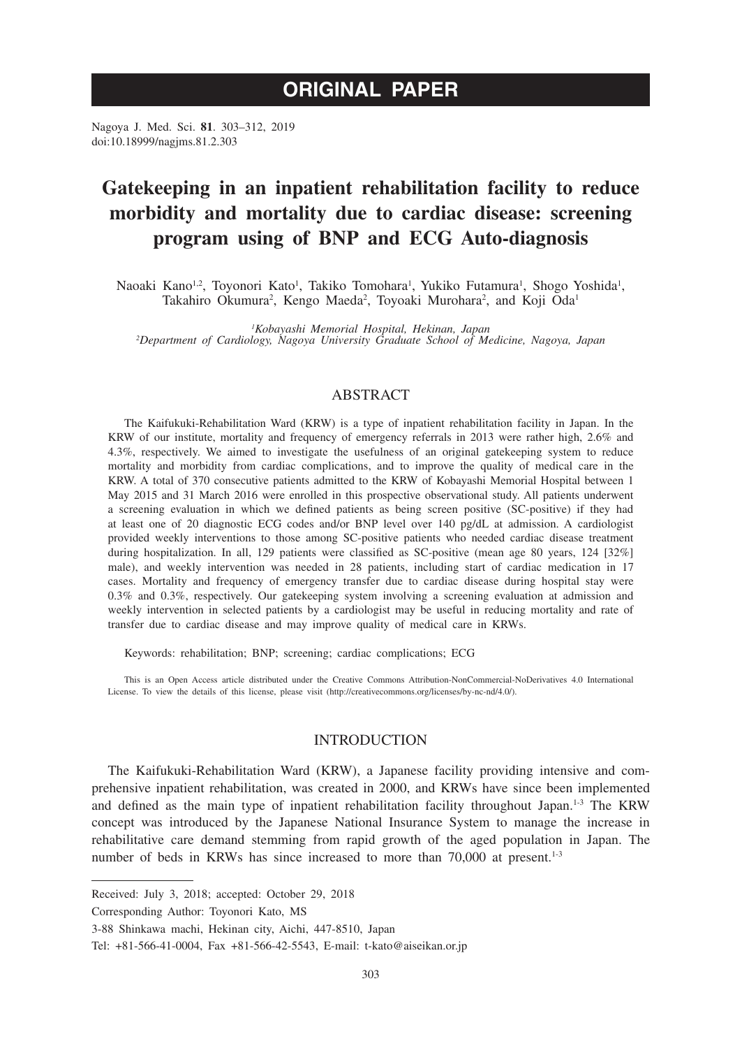# ORIGINAL PAPER

Nagoya J. Med. Sci. **81**. 303–312, 2019
doi:10.18999/nagjms.81.2.303

# Gatekeeping in an inpatient rehabilitation facility to reduce morbidity and mortality due to cardiac disease: screening program using of BNP and ECG Auto-diagnosis

Naoaki Kano[1,2], Toyonori Kato[1], Takiko Tomohara[1], Yukiko Futamura[1], Shogo Yoshida[1], Takahiro Okumura[2], Kengo Maeda[2], Toyoaki Murohara[2], and Koji Oda[1]

[1]*Kobayashi Memorial Hospital, Hekinan, Japan*
[2]*Department of Cardiology, Nagoya University Graduate School of Medicine, Nagoya, Japan*

## ABSTRACT

The Kaifukuki-Rehabilitation Ward (KRW) is a type of inpatient rehabilitation facility in Japan. In the KRW of our institute, mortality and frequency of emergency referrals in 2013 were rather high, 2.6% and 4.3%, respectively. We aimed to investigate the usefulness of an original gatekeeping system to reduce mortality and morbidity from cardiac complications, and to improve the quality of medical care in the KRW. A total of 370 consecutive patients admitted to the KRW of Kobayashi Memorial Hospital between 1 May 2015 and 31 March 2016 were enrolled in this prospective observational study. All patients underwent a screening evaluation in which we defined patients as being screen positive (SC-positive) if they had at least one of 20 diagnostic ECG codes and/or BNP level over 140 pg/dL at admission. A cardiologist provided weekly interventions to those among SC-positive patients who needed cardiac disease treatment during hospitalization. In all, 129 patients were classified as SC-positive (mean age 80 years, 124 [32%] male), and weekly intervention was needed in 28 patients, including start of cardiac medication in 17 cases. Mortality and frequency of emergency transfer due to cardiac disease during hospital stay were 0.3% and 0.3%, respectively. Our gatekeeping system involving a screening evaluation at admission and weekly intervention in selected patients by a cardiologist may be useful in reducing mortality and rate of transfer due to cardiac disease and may improve quality of medical care in KRWs.

Keywords: rehabilitation; BNP; screening; cardiac complications; ECG

This is an Open Access article distributed under the Creative Commons Attribution-NonCommercial-NoDerivatives 4.0 International License. To view the details of this license, please visit (http://creativecommons.org/licenses/by-nc-nd/4.0/).

## INTRODUCTION

The Kaifukuki-Rehabilitation Ward (KRW), a Japanese facility providing intensive and comprehensive inpatient rehabilitation, was created in 2000, and KRWs have since been implemented and defined as the main type of inpatient rehabilitation facility throughout Japan.[1-3] The KRW concept was introduced by the Japanese National Insurance System to manage the increase in rehabilitative care demand stemming from rapid growth of the aged population in Japan. The number of beds in KRWs has since increased to more than 70,000 at present.[1-3]

---

Received: July 3, 2018; accepted: October 29, 2018

Corresponding Author: Toyonori Kato, MS

3-88 Shinkawa machi, Hekinan city, Aichi, 447-8510, Japan

Tel: +81-566-41-0004, Fax +81-566-42-5543, E-mail: t-kato@aiseikan.or.jp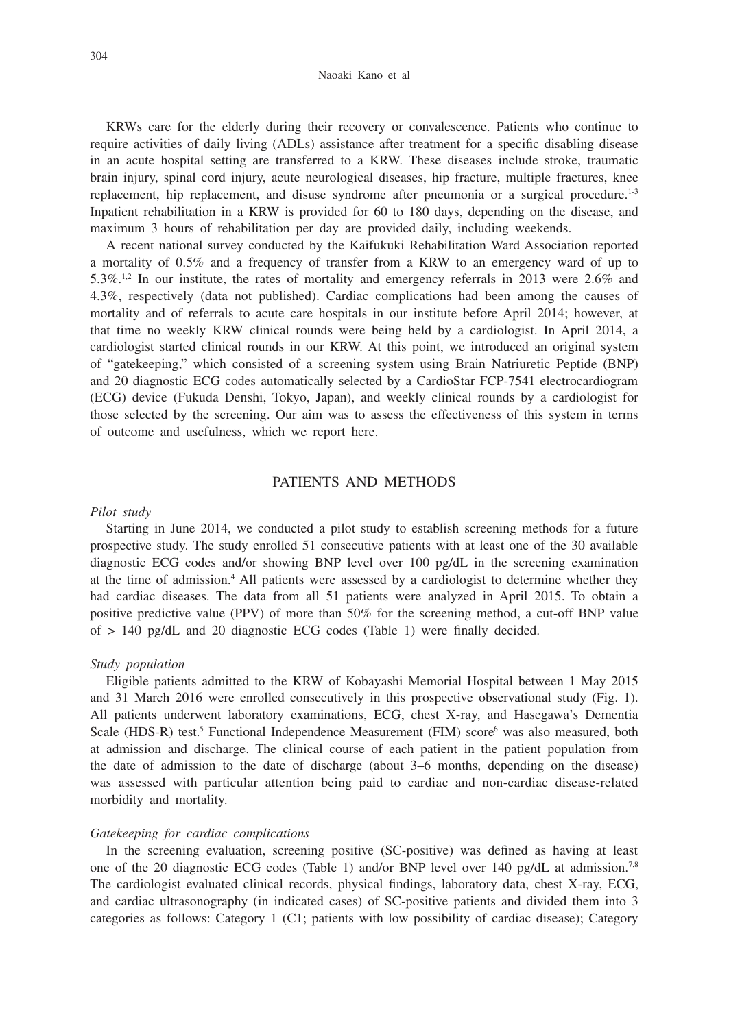KRWs care for the elderly during their recovery or convalescence. Patients who continue to require activities of daily living (ADLs) assistance after treatment for a specific disabling disease in an acute hospital setting are transferred to a KRW. These diseases include stroke, traumatic brain injury, spinal cord injury, acute neurological diseases, hip fracture, multiple fractures, knee replacement, hip replacement, and disuse syndrome after pneumonia or a surgical procedure.[1-3] Inpatient rehabilitation in a KRW is provided for 60 to 180 days, depending on the disease, and maximum 3 hours of rehabilitation per day are provided daily, including weekends.

A recent national survey conducted by the Kaifukuki Rehabilitation Ward Association reported a mortality of 0.5% and a frequency of transfer from a KRW to an emergency ward of up to 5.3%.[1,2] In our institute, the rates of mortality and emergency referrals in 2013 were 2.6% and 4.3%, respectively (data not published). Cardiac complications had been among the causes of mortality and of referrals to acute care hospitals in our institute before April 2014; however, at that time no weekly KRW clinical rounds were being held by a cardiologist. In April 2014, a cardiologist started clinical rounds in our KRW. At this point, we introduced an original system of "gatekeeping," which consisted of a screening system using Brain Natriuretic Peptide (BNP) and 20 diagnostic ECG codes automatically selected by a CardioStar FCP-7541 electrocardiogram (ECG) device (Fukuda Denshi, Tokyo, Japan), and weekly clinical rounds by a cardiologist for those selected by the screening. Our aim was to assess the effectiveness of this system in terms of outcome and usefulness, which we report here.

## PATIENTS AND METHODS

*Pilot study*

Starting in June 2014, we conducted a pilot study to establish screening methods for a future prospective study. The study enrolled 51 consecutive patients with at least one of the 30 available diagnostic ECG codes and/or showing BNP level over 100 pg/dL in the screening examination at the time of admission.[4] All patients were assessed by a cardiologist to determine whether they had cardiac diseases. The data from all 51 patients were analyzed in April 2015. To obtain a positive predictive value (PPV) of more than 50% for the screening method, a cut-off BNP value of > 140 pg/dL and 20 diagnostic ECG codes (Table 1) were finally decided.

*Study population*

Eligible patients admitted to the KRW of Kobayashi Memorial Hospital between 1 May 2015 and 31 March 2016 were enrolled consecutively in this prospective observational study (Fig. 1). All patients underwent laboratory examinations, ECG, chest X-ray, and Hasegawa's Dementia Scale (HDS-R) test.[5] Functional Independence Measurement (FIM) score[6] was also measured, both at admission and discharge. The clinical course of each patient in the patient population from the date of admission to the date of discharge (about 3–6 months, depending on the disease) was assessed with particular attention being paid to cardiac and non-cardiac disease-related morbidity and mortality.

*Gatekeeping for cardiac complications*

In the screening evaluation, screening positive (SC-positive) was defined as having at least one of the 20 diagnostic ECG codes (Table 1) and/or BNP level over 140 pg/dL at admission.[7,8] The cardiologist evaluated clinical records, physical findings, laboratory data, chest X-ray, ECG, and cardiac ultrasonography (in indicated cases) of SC-positive patients and divided them into 3 categories as follows: Category 1 (C1; patients with low possibility of cardiac disease); Category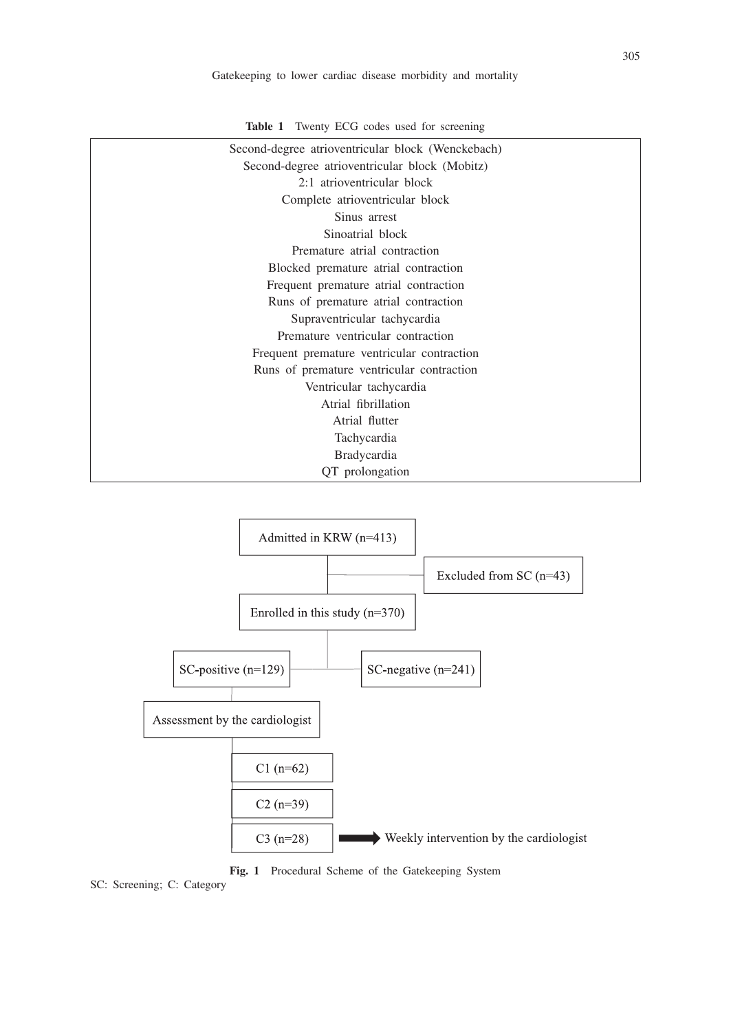**Table 1** Twenty ECG codes used for screening

| |
|---|
| Second-degree atrioventricular block (Wenckebach) |
| Second-degree atrioventricular block (Mobitz) |
| 2:1 atrioventricular block |
| Complete atrioventricular block |
| Sinus arrest |
| Sinoatrial block |
| Premature atrial contraction |
| Blocked premature atrial contraction |
| Frequent premature atrial contraction |
| Runs of premature atrial contraction |
| Supraventricular tachycardia |
| Premature ventricular contraction |
| Frequent premature ventricular contraction |
| Runs of premature ventricular contraction |
| Ventricular tachycardia |
| Atrial fibrillation |
| Atrial flutter |
| Tachycardia |
| Bradycardia |
| QT prolongation |

Admitted in KRW (n=413)

Excluded from SC (n=43)

Enrolled in this study (n=370)

SC-positive (n=129)

SC-negative (n=241)

Assessment by the cardiologist

C1 (n=62)

C2 (n=39)

C3 (n=28) → Weekly intervention by the cardiologist

**Fig. 1** Procedural Scheme of the Gatekeeping System

SC: Screening; C: Category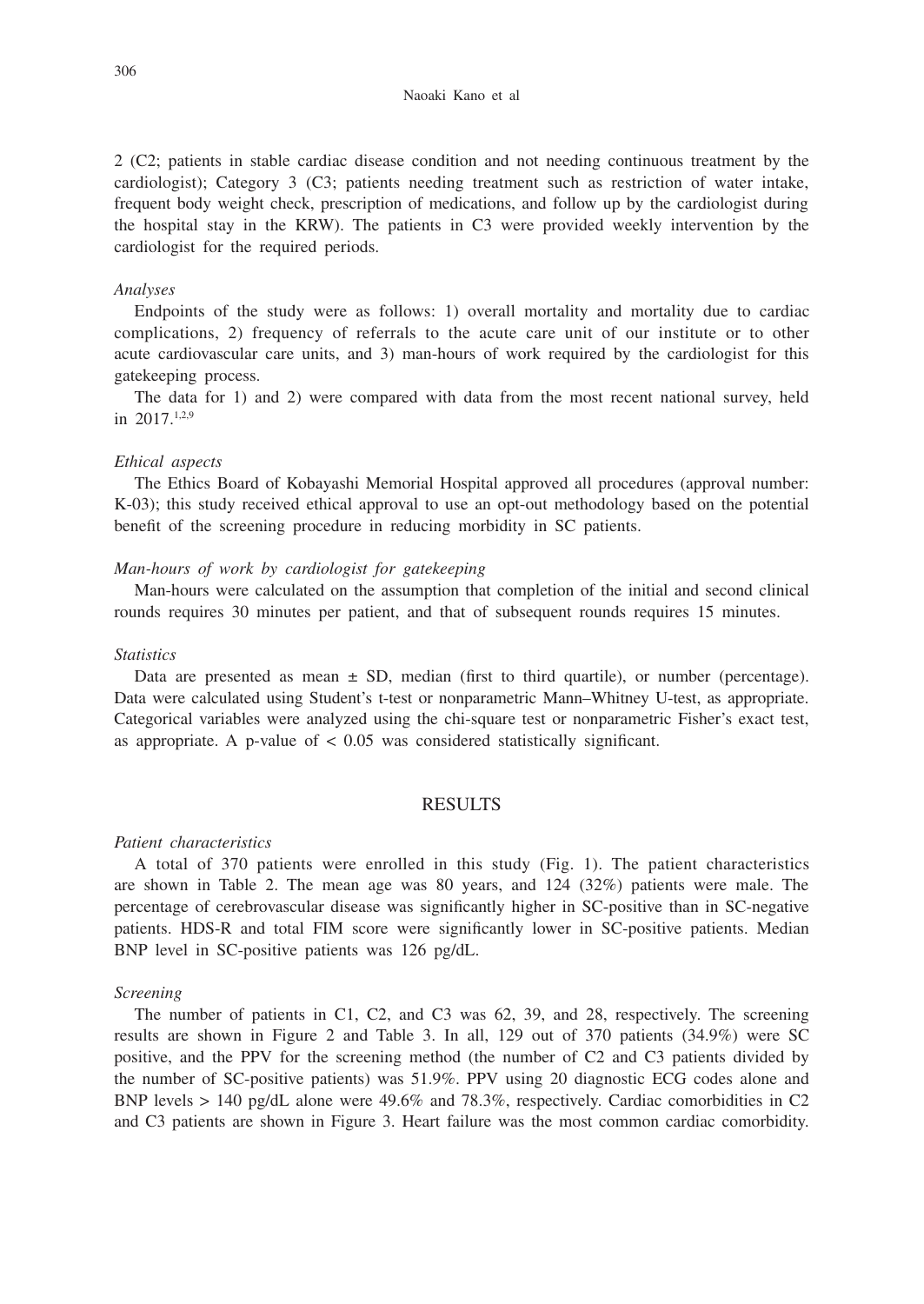2 (C2; patients in stable cardiac disease condition and not needing continuous treatment by the cardiologist); Category 3 (C3; patients needing treatment such as restriction of water intake, frequent body weight check, prescription of medications, and follow up by the cardiologist during the hospital stay in the KRW). The patients in C3 were provided weekly intervention by the cardiologist for the required periods.

### *Analyses*

Endpoints of the study were as follows: 1) overall mortality and mortality due to cardiac complications, 2) frequency of referrals to the acute care unit of our institute or to other acute cardiovascular care units, and 3) man-hours of work required by the cardiologist for this gatekeeping process.

The data for 1) and 2) were compared with data from the most recent national survey, held in 2017.[1,2,9]

### *Ethical aspects*

The Ethics Board of Kobayashi Memorial Hospital approved all procedures (approval number: K-03); this study received ethical approval to use an opt-out methodology based on the potential benefit of the screening procedure in reducing morbidity in SC patients.

### *Man-hours of work by cardiologist for gatekeeping*

Man-hours were calculated on the assumption that completion of the initial and second clinical rounds requires 30 minutes per patient, and that of subsequent rounds requires 15 minutes.

### *Statistics*

Data are presented as mean ± SD, median (first to third quartile), or number (percentage). Data were calculated using Student's t-test or nonparametric Mann–Whitney U-test, as appropriate. Categorical variables were analyzed using the chi-square test or nonparametric Fisher's exact test, as appropriate. A p-value of $< 0.05$ was considered statistically significant.

## RESULTS

### *Patient characteristics*

A total of 370 patients were enrolled in this study (Fig. 1). The patient characteristics are shown in Table 2. The mean age was 80 years, and 124 (32%) patients were male. The percentage of cerebrovascular disease was significantly higher in SC-positive than in SC-negative patients. HDS-R and total FIM score were significantly lower in SC-positive patients. Median BNP level in SC-positive patients was 126 pg/dL.

### *Screening*

The number of patients in C1, C2, and C3 was 62, 39, and 28, respectively. The screening results are shown in Figure 2 and Table 3. In all, 129 out of 370 patients (34.9%) were SC positive, and the PPV for the screening method (the number of C2 and C3 patients divided by the number of SC-positive patients) was 51.9%. PPV using 20 diagnostic ECG codes alone and BNP levels > 140 pg/dL alone were 49.6% and 78.3%, respectively. Cardiac comorbidities in C2 and C3 patients are shown in Figure 3. Heart failure was the most common cardiac comorbidity.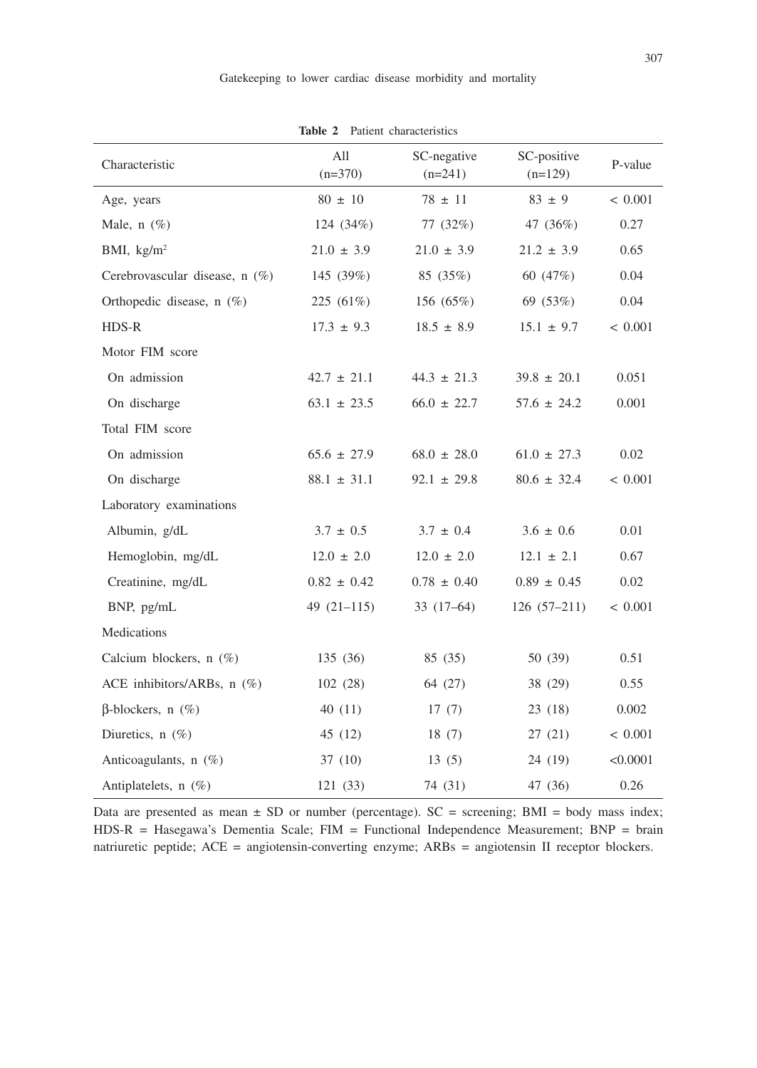**Table 2** Patient characteristics

| Characteristic | All (n=370) | SC-negative (n=241) | SC-positive (n=129) | P-value |
|---|---|---|---|---|
| Age, years | 80 ± 10 | 78 ± 11 | 83 ± 9 | < 0.001 |
| Male, n (%) | 124 (34%) | 77 (32%) | 47 (36%) | 0.27 |
| BMI, kg/m$^2$ | 21.0 ± 3.9 | 21.0 ± 3.9 | 21.2 ± 3.9 | 0.65 |
| Cerebrovascular disease, n (%) | 145 (39%) | 85 (35%) | 60 (47%) | 0.04 |
| Orthopedic disease, n (%) | 225 (61%) | 156 (65%) | 69 (53%) | 0.04 |
| HDS-R | 17.3 ± 9.3 | 18.5 ± 8.9 | 15.1 ± 9.7 | < 0.001 |
| Motor FIM score | | | | |
| On admission | 42.7 ± 21.1 | 44.3 ± 21.3 | 39.8 ± 20.1 | 0.051 |
| On discharge | 63.1 ± 23.5 | 66.0 ± 22.7 | 57.6 ± 24.2 | 0.001 |
| Total FIM score | | | | |
| On admission | 65.6 ± 27.9 | 68.0 ± 28.0 | 61.0 ± 27.3 | 0.02 |
| On discharge | 88.1 ± 31.1 | 92.1 ± 29.8 | 80.6 ± 32.4 | < 0.001 |
| Laboratory examinations | | | | |
| Albumin, g/dL | 3.7 ± 0.5 | 3.7 ± 0.4 | 3.6 ± 0.6 | 0.01 |
| Hemoglobin, mg/dL | 12.0 ± 2.0 | 12.0 ± 2.0 | 12.1 ± 2.1 | 0.67 |
| Creatinine, mg/dL | 0.82 ± 0.42 | 0.78 ± 0.40 | 0.89 ± 0.45 | 0.02 |
| BNP, pg/mL | 49 (21–115) | 33 (17–64) | 126 (57–211) | < 0.001 |
| Medications | | | | |
| Calcium blockers, n (%) | 135 (36) | 85 (35) | 50 (39) | 0.51 |
| ACE inhibitors/ARBs, n (%) | 102 (28) | 64 (27) | 38 (29) | 0.55 |
| β-blockers, n (%) | 40 (11) | 17 (7) | 23 (18) | 0.002 |
| Diuretics, n (%) | 45 (12) | 18 (7) | 27 (21) | < 0.001 |
| Anticoagulants, n (%) | 37 (10) | 13 (5) | 24 (19) | <0.0001 |
| Antiplatelets, n (%) | 121 (33) | 74 (31) | 47 (36) | 0.26 |

Data are presented as mean ± SD or number (percentage). SC = screening; BMI = body mass index; HDS-R = Hasegawa's Dementia Scale; FIM = Functional Independence Measurement; BNP = brain natriuretic peptide; ACE = angiotensin-converting enzyme; ARBs = angiotensin II receptor blockers.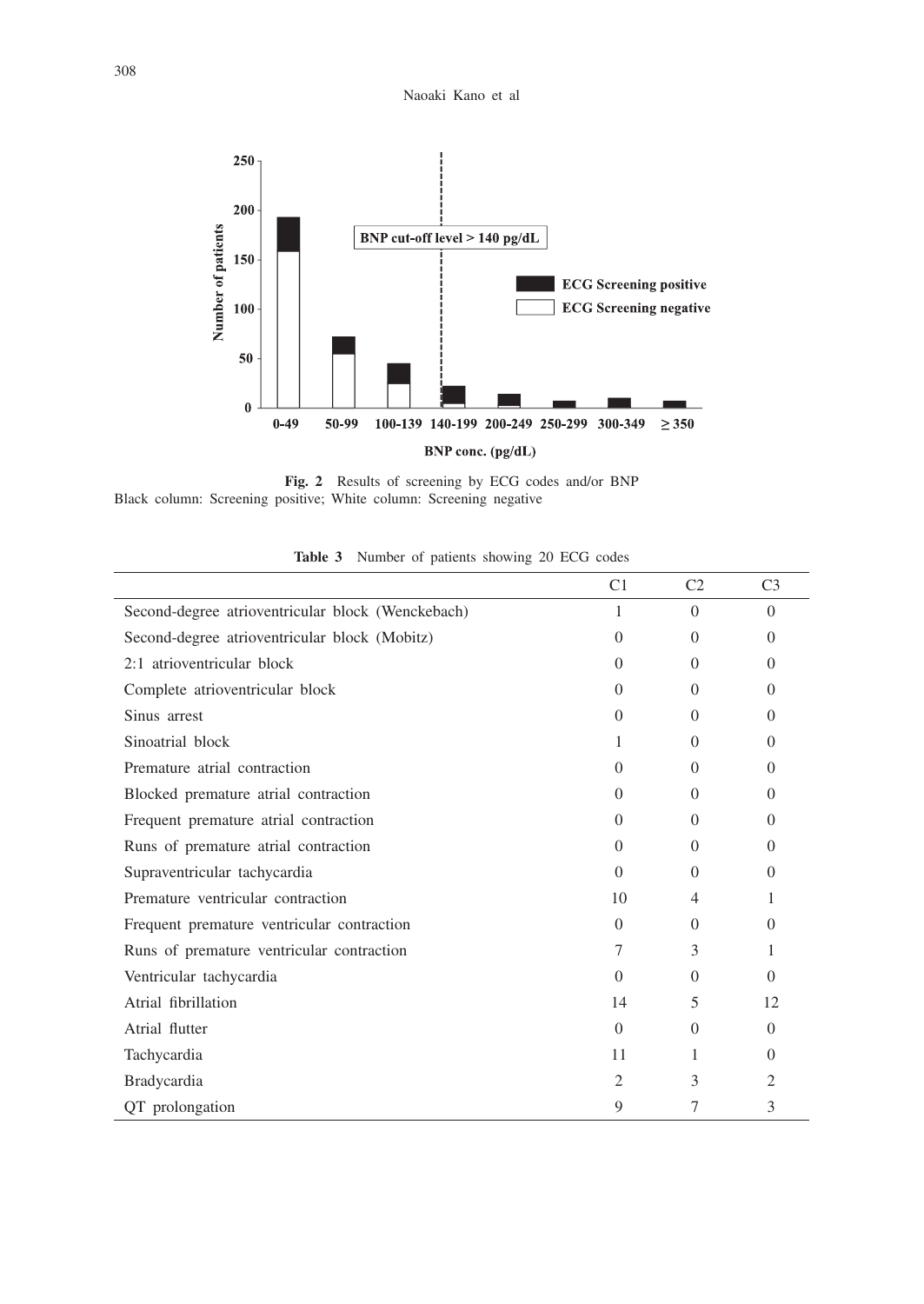**Fig. 2** Results of screening by ECG codes and/or BNP
Black column: Screening positive; White column: Screening negative

**Table 3** Number of patients showing 20 ECG codes

| | C1 | C2 | C3 |
|---|---|---|---|
| Second-degree atrioventricular block (Wenckebach) | 1 | 0 | 0 |
| Second-degree atrioventricular block (Mobitz) | 0 | 0 | 0 |
| 2:1 atrioventricular block | 0 | 0 | 0 |
| Complete atrioventricular block | 0 | 0 | 0 |
| Sinus arrest | 0 | 0 | 0 |
| Sinoatrial block | 1 | 0 | 0 |
| Premature atrial contraction | 0 | 0 | 0 |
| Blocked premature atrial contraction | 0 | 0 | 0 |
| Frequent premature atrial contraction | 0 | 0 | 0 |
| Runs of premature atrial contraction | 0 | 0 | 0 |
| Supraventricular tachycardia | 0 | 0 | 0 |
| Premature ventricular contraction | 10 | 4 | 1 |
| Frequent premature ventricular contraction | 0 | 0 | 0 |
| Runs of premature ventricular contraction | 7 | 3 | 1 |
| Ventricular tachycardia | 0 | 0 | 0 |
| Atrial fibrillation | 14 | 5 | 12 |
| Atrial flutter | 0 | 0 | 0 |
| Tachycardia | 11 | 1 | 0 |
| Bradycardia | 2 | 3 | 2 |
| QT prolongation | 9 | 7 | 3 |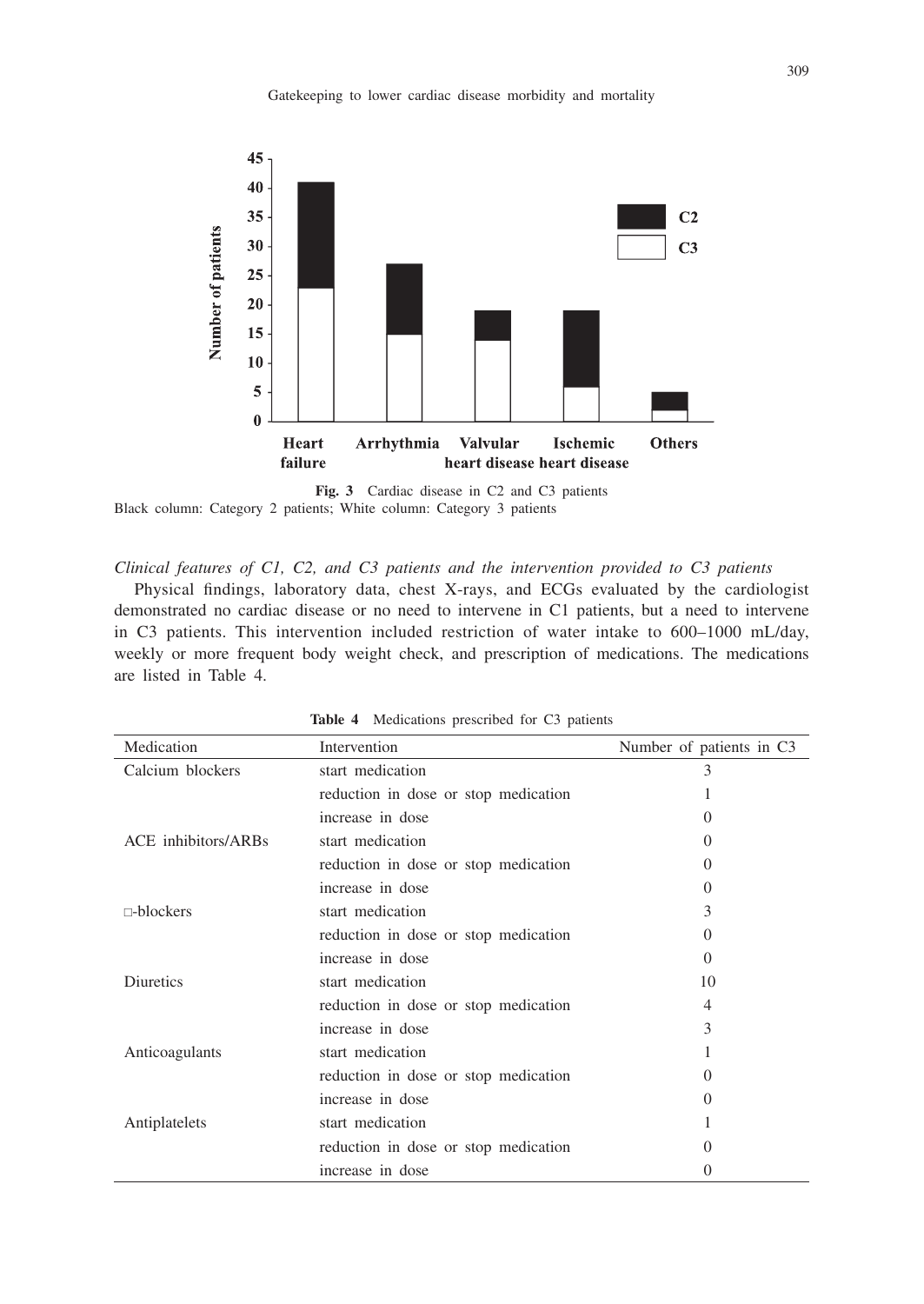**Fig. 3** Cardiac disease in C2 and C3 patients
Black column: Category 2 patients; White column: Category 3 patients

*Clinical features of C1, C2, and C3 patients and the intervention provided to C3 patients*

Physical findings, laboratory data, chest X-rays, and ECGs evaluated by the cardiologist demonstrated no cardiac disease or no need to intervene in C1 patients, but a need to intervene in C3 patients. This intervention included restriction of water intake to 600–1000 mL/day, weekly or more frequent body weight check, and prescription of medications. The medications are listed in Table 4.

**Table 4** Medications prescribed for C3 patients

| Medication | Intervention | Number of patients in C3 |
|---|---|---|
| Calcium blockers | start medication | 3 |
| | reduction in dose or stop medication | 1 |
| | increase in dose | 0 |
| ACE inhibitors/ARBs | start medication | 0 |
| | reduction in dose or stop medication | 0 |
| | increase in dose | 0 |
| □-blockers | start medication | 3 |
| | reduction in dose or stop medication | 0 |
| | increase in dose | 0 |
| Diuretics | start medication | 10 |
| | reduction in dose or stop medication | 4 |
| | increase in dose | 3 |
| Anticoagulants | start medication | 1 |
| | reduction in dose or stop medication | 0 |
| | increase in dose | 0 |
| Antiplatelets | start medication | 1 |
| | reduction in dose or stop medication | 0 |
| | increase in dose | 0 |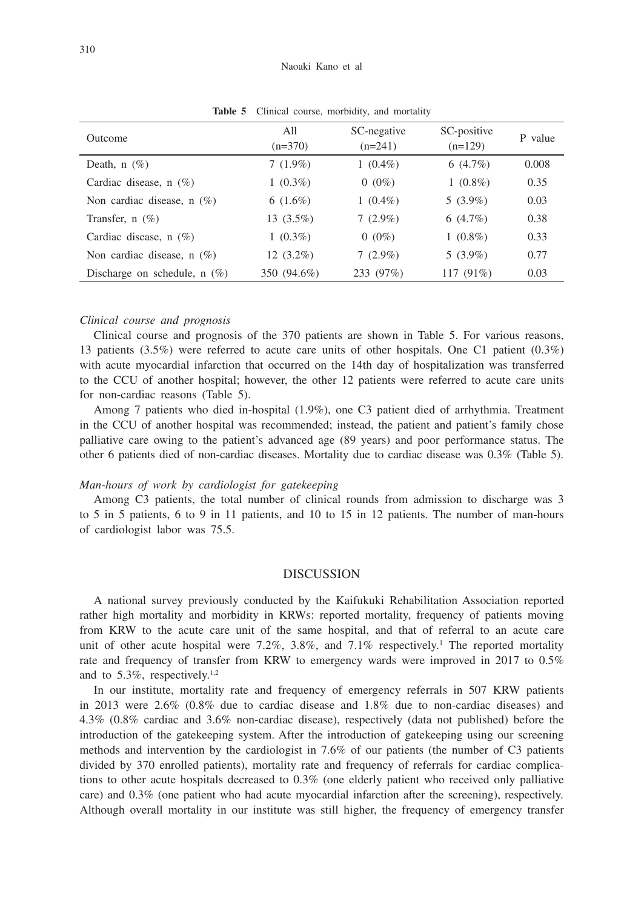**Table 5** Clinical course, morbidity, and mortality

| Outcome | All (n=370) | SC-negative (n=241) | SC-positive (n=129) | P value |
|---|---|---|---|---|
| Death, n (%) | 7 (1.9%) | 1 (0.4%) | 6 (4.7%) | 0.008 |
| Cardiac disease, n (%) | 1 (0.3%) | 0 (0%) | 1 (0.8%) | 0.35 |
| Non cardiac disease, n (%) | 6 (1.6%) | 1 (0.4%) | 5 (3.9%) | 0.03 |
| Transfer, n (%) | 13 (3.5%) | 7 (2.9%) | 6 (4.7%) | 0.38 |
| Cardiac disease, n (%) | 1 (0.3%) | 0 (0%) | 1 (0.8%) | 0.33 |
| Non cardiac disease, n (%) | 12 (3.2%) | 7 (2.9%) | 5 (3.9%) | 0.77 |
| Discharge on schedule, n (%) | 350 (94.6%) | 233 (97%) | 117 (91%) | 0.03 |

### *Clinical course and prognosis*

Clinical course and prognosis of the 370 patients are shown in Table 5. For various reasons, 13 patients (3.5%) were referred to acute care units of other hospitals. One C1 patient (0.3%) with acute myocardial infarction that occurred on the 14th day of hospitalization was transferred to the CCU of another hospital; however, the other 12 patients were referred to acute care units for non-cardiac reasons (Table 5).

Among 7 patients who died in-hospital (1.9%), one C3 patient died of arrhythmia. Treatment in the CCU of another hospital was recommended; instead, the patient and patient's family chose palliative care owing to the patient's advanced age (89 years) and poor performance status. The other 6 patients died of non-cardiac diseases. Mortality due to cardiac disease was 0.3% (Table 5).

### *Man-hours of work by cardiologist for gatekeeping*

Among C3 patients, the total number of clinical rounds from admission to discharge was 3 to 5 in 5 patients, 6 to 9 in 11 patients, and 10 to 15 in 12 patients. The number of man-hours of cardiologist labor was 75.5.

## DISCUSSION

A national survey previously conducted by the Kaifukuki Rehabilitation Association reported rather high mortality and morbidity in KRWs: reported mortality, frequency of patients moving from KRW to the acute care unit of the same hospital, and that of referral to an acute care unit of other acute hospital were 7.2%, 3.8%, and 7.1% respectively.[1] The reported mortality rate and frequency of transfer from KRW to emergency wards were improved in 2017 to 0.5% and to 5.3%, respectively.[1,2]

In our institute, mortality rate and frequency of emergency referrals in 507 KRW patients in 2013 were 2.6% (0.8% due to cardiac disease and 1.8% due to non-cardiac diseases) and 4.3% (0.8% cardiac and 3.6% non-cardiac disease), respectively (data not published) before the introduction of the gatekeeping system. After the introduction of gatekeeping using our screening methods and intervention by the cardiologist in 7.6% of our patients (the number of C3 patients divided by 370 enrolled patients), mortality rate and frequency of referrals for cardiac complications to other acute hospitals decreased to 0.3% (one elderly patient who received only palliative care) and 0.3% (one patient who had acute myocardial infarction after the screening), respectively. Although overall mortality in our institute was still higher, the frequency of emergency transfer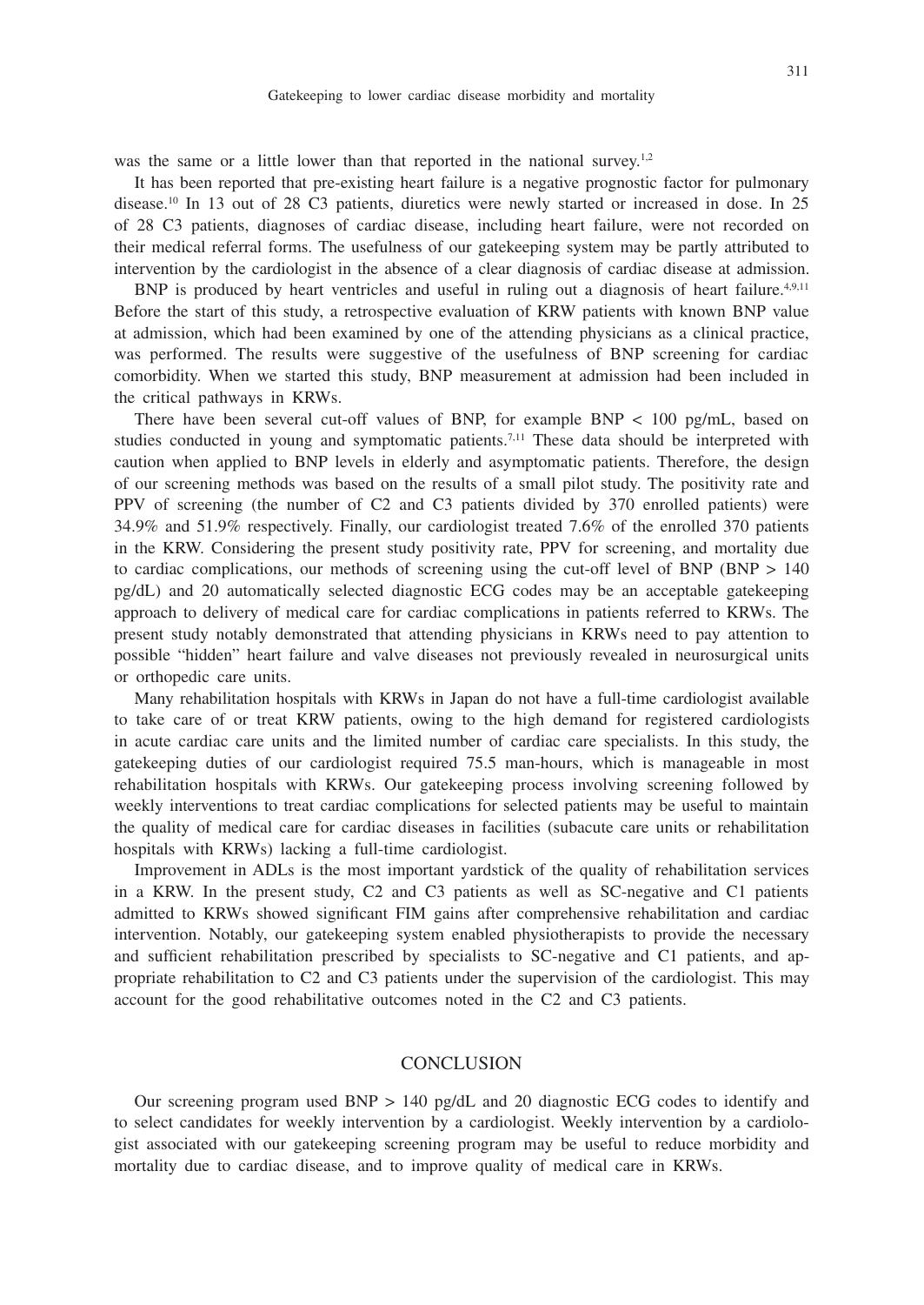was the same or a little lower than that reported in the national survey.[1,2]

It has been reported that pre-existing heart failure is a negative prognostic factor for pulmonary disease.[10] In 13 out of 28 C3 patients, diuretics were newly started or increased in dose. In 25 of 28 C3 patients, diagnoses of cardiac disease, including heart failure, were not recorded on their medical referral forms. The usefulness of our gatekeeping system may be partly attributed to intervention by the cardiologist in the absence of a clear diagnosis of cardiac disease at admission.

BNP is produced by heart ventricles and useful in ruling out a diagnosis of heart failure.[4,9,11] Before the start of this study, a retrospective evaluation of KRW patients with known BNP value at admission, which had been examined by one of the attending physicians as a clinical practice, was performed. The results were suggestive of the usefulness of BNP screening for cardiac comorbidity. When we started this study, BNP measurement at admission had been included in the critical pathways in KRWs.

There have been several cut-off values of BNP, for example BNP < 100 pg/mL, based on studies conducted in young and symptomatic patients.[7,11] These data should be interpreted with caution when applied to BNP levels in elderly and asymptomatic patients. Therefore, the design of our screening methods was based on the results of a small pilot study. The positivity rate and PPV of screening (the number of C2 and C3 patients divided by 370 enrolled patients) were 34.9% and 51.9% respectively. Finally, our cardiologist treated 7.6% of the enrolled 370 patients in the KRW. Considering the present study positivity rate, PPV for screening, and mortality due to cardiac complications, our methods of screening using the cut-off level of BNP (BNP > 140 pg/dL) and 20 automatically selected diagnostic ECG codes may be an acceptable gatekeeping approach to delivery of medical care for cardiac complications in patients referred to KRWs. The present study notably demonstrated that attending physicians in KRWs need to pay attention to possible "hidden" heart failure and valve diseases not previously revealed in neurosurgical units or orthopedic care units.

Many rehabilitation hospitals with KRWs in Japan do not have a full-time cardiologist available to take care of or treat KRW patients, owing to the high demand for registered cardiologists in acute cardiac care units and the limited number of cardiac care specialists. In this study, the gatekeeping duties of our cardiologist required 75.5 man-hours, which is manageable in most rehabilitation hospitals with KRWs. Our gatekeeping process involving screening followed by weekly interventions to treat cardiac complications for selected patients may be useful to maintain the quality of medical care for cardiac diseases in facilities (subacute care units or rehabilitation hospitals with KRWs) lacking a full-time cardiologist.

Improvement in ADLs is the most important yardstick of the quality of rehabilitation services in a KRW. In the present study, C2 and C3 patients as well as SC-negative and C1 patients admitted to KRWs showed significant FIM gains after comprehensive rehabilitation and cardiac intervention. Notably, our gatekeeping system enabled physiotherapists to provide the necessary and sufficient rehabilitation prescribed by specialists to SC-negative and C1 patients, and appropriate rehabilitation to C2 and C3 patients under the supervision of the cardiologist. This may account for the good rehabilitative outcomes noted in the C2 and C3 patients.

## CONCLUSION

Our screening program used BNP > 140 pg/dL and 20 diagnostic ECG codes to identify and to select candidates for weekly intervention by a cardiologist. Weekly intervention by a cardiologist associated with our gatekeeping screening program may be useful to reduce morbidity and mortality due to cardiac disease, and to improve quality of medical care in KRWs.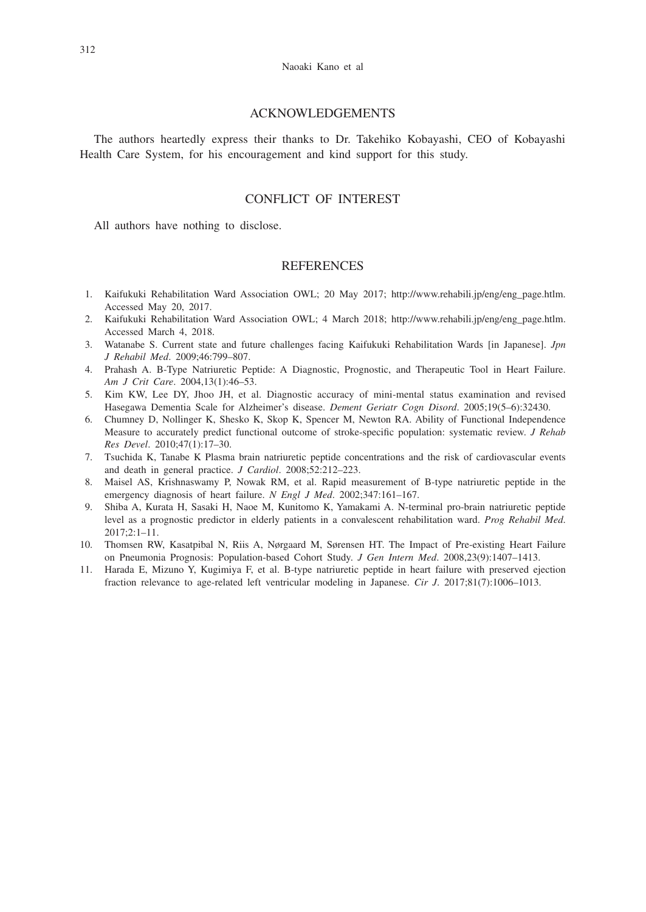## ACKNOWLEDGEMENTS

The authors heartedly express their thanks to Dr. Takehiko Kobayashi, CEO of Kobayashi Health Care System, for his encouragement and kind support for this study.

## CONFLICT OF INTEREST

All authors have nothing to disclose.

## REFERENCES

1. Kaifukuki Rehabilitation Ward Association OWL; 20 May 2017; http://www.rehabili.jp/eng/eng_page.htlm. Accessed May 20, 2017.
2. Kaifukuki Rehabilitation Ward Association OWL; 4 March 2018; http://www.rehabili.jp/eng/eng_page.htlm. Accessed March 4, 2018.
3. Watanabe S. Current state and future challenges facing Kaifukuki Rehabilitation Wards [in Japanese]. *Jpn J Rehabil Med*. 2009;46:799–807.
4. Prahash A. B-Type Natriuretic Peptide: A Diagnostic, Prognostic, and Therapeutic Tool in Heart Failure. *Am J Crit Care*. 2004,13(1):46–53.
5. Kim KW, Lee DY, Jhoo JH, et al. Diagnostic accuracy of mini-mental status examination and revised Hasegawa Dementia Scale for Alzheimer's disease. *Dement Geriatr Cogn Disord*. 2005;19(5–6):32430.
6. Chumney D, Nollinger K, Shesko K, Skop K, Spencer M, Newton RA. Ability of Functional Independence Measure to accurately predict functional outcome of stroke-specific population: systematic review. *J Rehab Res Devel*. 2010;47(1):17–30.
7. Tsuchida K, Tanabe K Plasma brain natriuretic peptide concentrations and the risk of cardiovascular events and death in general practice. *J Cardiol*. 2008;52:212–223.
8. Maisel AS, Krishnaswamy P, Nowak RM, et al. Rapid measurement of B-type natriuretic peptide in the emergency diagnosis of heart failure. *N Engl J Med*. 2002;347:161–167.
9. Shiba A, Kurata H, Sasaki H, Naoe M, Kunitomo K, Yamakami A. N-terminal pro-brain natriuretic peptide level as a prognostic predictor in elderly patients in a convalescent rehabilitation ward. *Prog Rehabil Med*. 2017;2:1–11.
10. Thomsen RW, Kasatpibal N, Riis A, Nørgaard M, Sørensen HT. The Impact of Pre-existing Heart Failure on Pneumonia Prognosis: Population-based Cohort Study. *J Gen Intern Med*. 2008,23(9):1407–1413.
11. Harada E, Mizuno Y, Kugimiya F, et al. B-type natriuretic peptide in heart failure with preserved ejection fraction relevance to age-related left ventricular modeling in Japanese. *Cir J*. 2017;81(7):1006–1013.